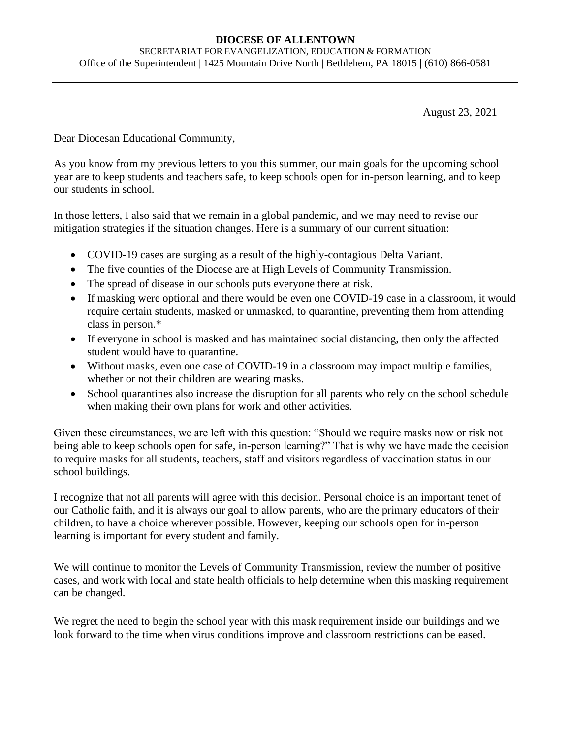**DIOCESE OF ALLENTOWN**

SECRETARIAT FOR EVANGELIZATION, EDUCATION & FORMATION

Office of the Superintendent | 1425 Mountain Drive North | Bethlehem, PA 18015 | (610) 866-0581

---

August 23, 2021

Dear Diocesan Educational Community,

As you know from my previous letters to you this summer, our main goals for the upcoming school year are to keep students and teachers safe, to keep schools open for in-person learning, and to keep our students in school.

In those letters, I also said that we remain in a global pandemic, and we may need to revise our mitigation strategies if the situation changes. Here is a summary of our current situation:

- COVID-19 cases are surging as a result of the highly-contagious Delta Variant.
- The five counties of the Diocese are at High Levels of Community Transmission.
- The spread of disease in our schools puts everyone there at risk.
- If masking were optional and there would be even one COVID-19 case in a classroom, it would require certain students, masked or unmasked, to quarantine, preventing them from attending class in person.*
- If everyone in school is masked and has maintained social distancing, then only the affected student would have to quarantine.
- Without masks, even one case of COVID-19 in a classroom may impact multiple families, whether or not their children are wearing masks.
- School quarantines also increase the disruption for all parents who rely on the school schedule when making their own plans for work and other activities.

Given these circumstances, we are left with this question: "Should we require masks now or risk not being able to keep schools open for safe, in-person learning?" That is why we have made the decision to require masks for all students, teachers, staff and visitors regardless of vaccination status in our school buildings.

I recognize that not all parents will agree with this decision. Personal choice is an important tenet of our Catholic faith, and it is always our goal to allow parents, who are the primary educators of their children, to have a choice wherever possible. However, keeping our schools open for in-person learning is important for every student and family.

We will continue to monitor the Levels of Community Transmission, review the number of positive cases, and work with local and state health officials to help determine when this masking requirement can be changed.

We regret the need to begin the school year with this mask requirement inside our buildings and we look forward to the time when virus conditions improve and classroom restrictions can be eased.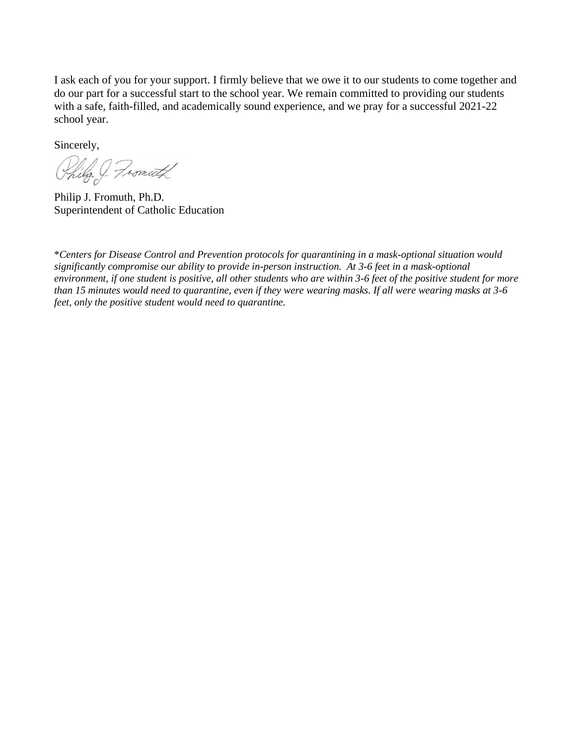I ask each of you for your support. I firmly believe that we owe it to our students to come together and do our part for a successful start to the school year. We remain committed to providing our students with a safe, faith-filled, and academically sound experience, and we pray for a successful 2021-22 school year.

Sincerely,

Philip J. Fromuth

Philip J. Fromuth, Ph.D.
Superintendent of Catholic Education

\**Centers for Disease Control and Prevention protocols for quarantining in a mask-optional situation would significantly compromise our ability to provide in-person instruction. At 3-6 feet in a mask-optional environment, if one student is positive, all other students who are within 3-6 feet of the positive student for more than 15 minutes would need to quarantine, even if they were wearing masks. If all were wearing masks at 3-6 feet, only the positive student would need to quarantine.*